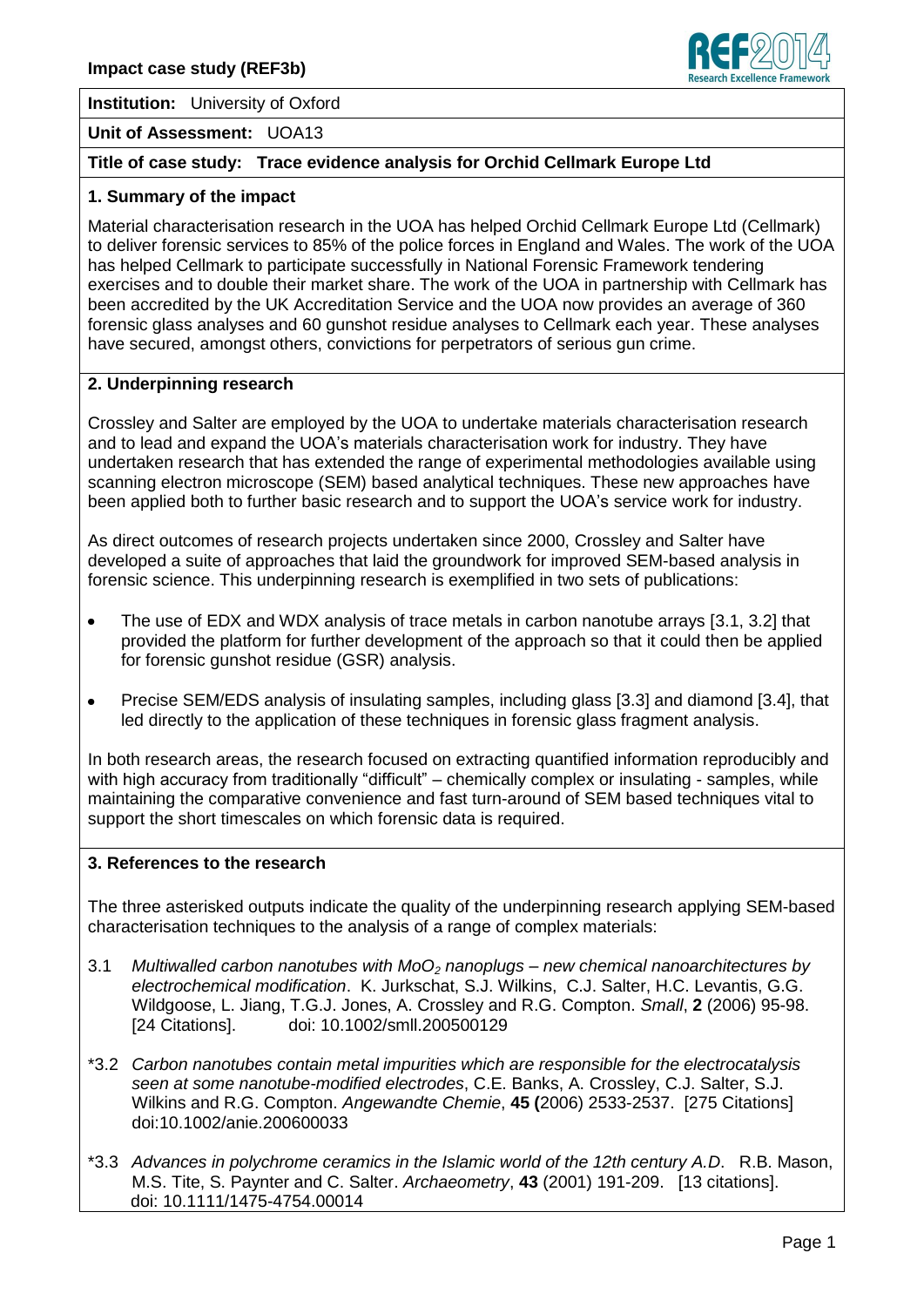**Institution:** University of Oxford

**Unit of Assessment:** UOA13

**Title of case study: Trace evidence analysis for Orchid Cellmark Europe Ltd**

## 1. Summary of the impact

Material characterisation research in the UOA has helped Orchid Cellmark Europe Ltd (Cellmark) to deliver forensic services to 85% of the police forces in England and Wales. The work of the UOA has helped Cellmark to participate successfully in National Forensic Framework tendering exercises and to double their market share. The work of the UOA in partnership with Cellmark has been accredited by the UK Accreditation Service and the UOA now provides an average of 360 forensic glass analyses and 60 gunshot residue analyses to Cellmark each year. These analyses have secured, amongst others, convictions for perpetrators of serious gun crime.

## 2. Underpinning research

Crossley and Salter are employed by the UOA to undertake materials characterisation research and to lead and expand the UOA's materials characterisation work for industry. They have undertaken research that has extended the range of experimental methodologies available using scanning electron microscope (SEM) based analytical techniques. These new approaches have been applied both to further basic research and to support the UOA's service work for industry.

As direct outcomes of research projects undertaken since 2000, Crossley and Salter have developed a suite of approaches that laid the groundwork for improved SEM-based analysis in forensic science. This underpinning research is exemplified in two sets of publications:

- The use of EDX and WDX analysis of trace metals in carbon nanotube arrays [3.1, 3.2] that provided the platform for further development of the approach so that it could then be applied for forensic gunshot residue (GSR) analysis.
- Precise SEM/EDS analysis of insulating samples, including glass [3.3] and diamond [3.4], that led directly to the application of these techniques in forensic glass fragment analysis.

In both research areas, the research focused on extracting quantified information reproducibly and with high accuracy from traditionally "difficult" – chemically complex or insulating - samples, while maintaining the comparative convenience and fast turn-around of SEM based techniques vital to support the short timescales on which forensic data is required.

## 3. References to the research

The three asterisked outputs indicate the quality of the underpinning research applying SEM-based characterisation techniques to the analysis of a range of complex materials:

3.1 *Multiwalled carbon nanotubes with $MoO_2$ nanoplugs – new chemical nanoarchitectures by electrochemical modification*. K. Jurkschat, S.J. Wilkins, C.J. Salter, H.C. Levantis, G.G. Wildgoose, L. Jiang, T.G.J. Jones, A. Crossley and R.G. Compton. *Small*, **2** (2006) 95-98. [24 Citations]. doi: 10.1002/smll.200500129

*3.2 *Carbon nanotubes contain metal impurities which are responsible for the electrocatalysis seen at some nanotube-modified electrodes*, C.E. Banks, A. Crossley, C.J. Salter, S.J. Wilkins and R.G. Compton. *Angewandte Chemie*, **45 (**2006) 2533-2537. [275 Citations] doi:10.1002/anie.200600033

*3.3 *Advances in polychrome ceramics in the Islamic world of the 12th century A.D*. R.B. Mason, M.S. Tite, S. Paynter and C. Salter. *Archaeometry*, **43** (2001) 191-209. [13 citations]. doi: 10.1111/1475-4754.00014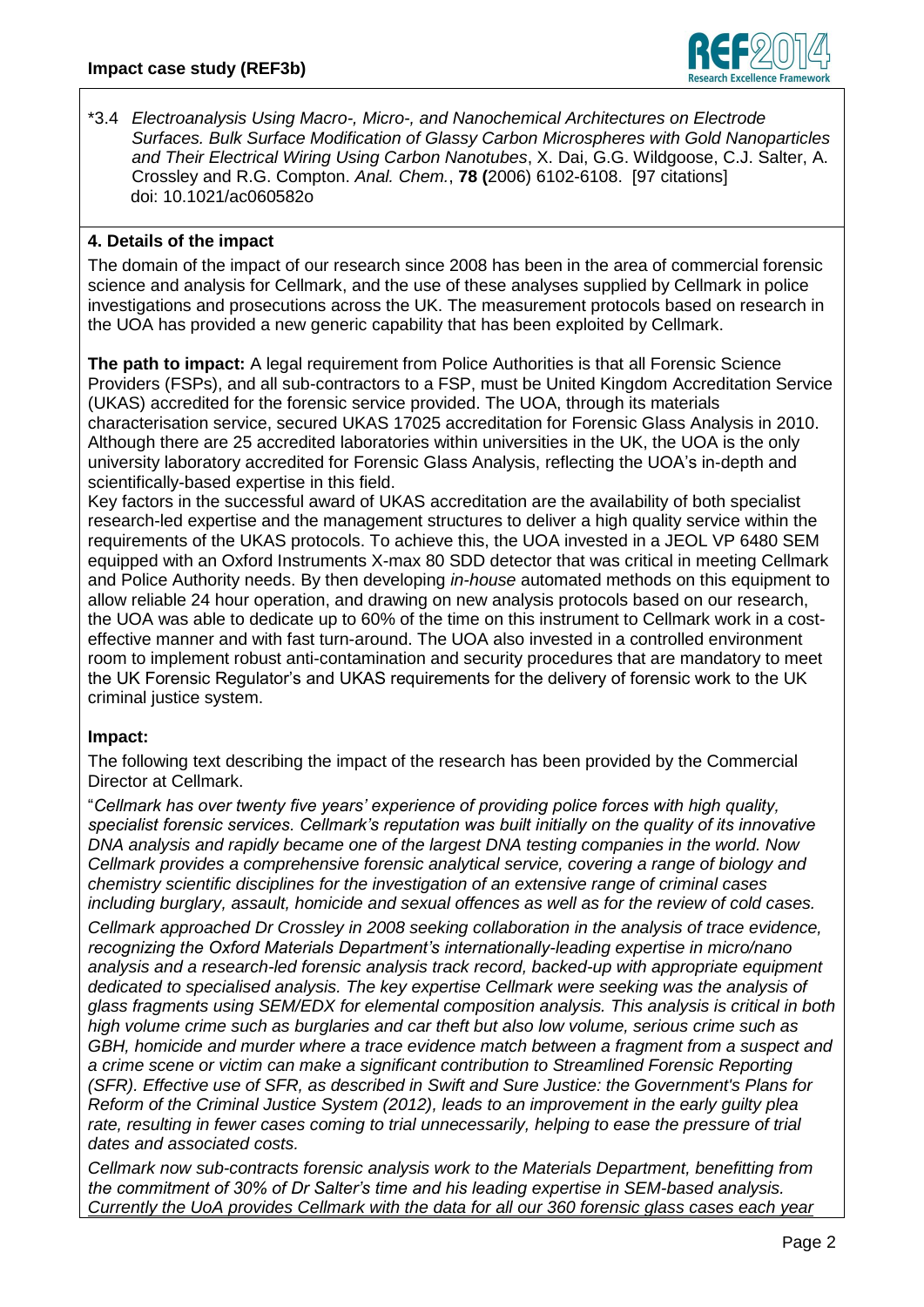*3.4 *Electroanalysis Using Macro-, Micro-, and Nanochemical Architectures on Electrode Surfaces. Bulk Surface Modification of Glassy Carbon Microspheres with Gold Nanoparticles and Their Electrical Wiring Using Carbon Nanotubes*, X. Dai, G.G. Wildgoose, C.J. Salter, A. Crossley and R.G. Compton. *Anal. Chem.*, **78 (**2006) 6102-6108. [97 citations] doi: 10.1021/ac060582o

## 4. Details of the impact

The domain of the impact of our research since 2008 has been in the area of commercial forensic science and analysis for Cellmark, and the use of these analyses supplied by Cellmark in police investigations and prosecutions across the UK. The measurement protocols based on research in the UOA has provided a new generic capability that has been exploited by Cellmark.

**The path to impact:** A legal requirement from Police Authorities is that all Forensic Science Providers (FSPs), and all sub-contractors to a FSP, must be United Kingdom Accreditation Service (UKAS) accredited for the forensic service provided. The UOA, through its materials characterisation service, secured UKAS 17025 accreditation for Forensic Glass Analysis in 2010. Although there are 25 accredited laboratories within universities in the UK, the UOA is the only university laboratory accredited for Forensic Glass Analysis, reflecting the UOA's in-depth and scientifically-based expertise in this field.

Key factors in the successful award of UKAS accreditation are the availability of both specialist research-led expertise and the management structures to deliver a high quality service within the requirements of the UKAS protocols. To achieve this, the UOA invested in a JEOL VP 6480 SEM equipped with an Oxford Instruments X-max 80 SDD detector that was critical in meeting Cellmark and Police Authority needs. By then developing *in-house* automated methods on this equipment to allow reliable 24 hour operation, and drawing on new analysis protocols based on our research, the UOA was able to dedicate up to 60% of the time on this instrument to Cellmark work in a cost-effective manner and with fast turn-around. The UOA also invested in a controlled environment room to implement robust anti-contamination and security procedures that are mandatory to meet the UK Forensic Regulator's and UKAS requirements for the delivery of forensic work to the UK criminal justice system.

### Impact:

The following text describing the impact of the research has been provided by the Commercial Director at Cellmark.

"*Cellmark has over twenty five years' experience of providing police forces with high quality, specialist forensic services. Cellmark's reputation was built initially on the quality of its innovative DNA analysis and rapidly became one of the largest DNA testing companies in the world. Now Cellmark provides a comprehensive forensic analytical service, covering a range of biology and chemistry scientific disciplines for the investigation of an extensive range of criminal cases including burglary, assault, homicide and sexual offences as well as for the review of cold cases.*

*Cellmark approached Dr Crossley in 2008 seeking collaboration in the analysis of trace evidence, recognizing the Oxford Materials Department's internationally-leading expertise in micro/nano analysis and a research-led forensic analysis track record, backed-up with appropriate equipment dedicated to specialised analysis. The key expertise Cellmark were seeking was the analysis of glass fragments using SEM/EDX for elemental composition analysis. This analysis is critical in both high volume crime such as burglaries and car theft but also low volume, serious crime such as GBH, homicide and murder where a trace evidence match between a fragment from a suspect and a crime scene or victim can make a significant contribution to Streamlined Forensic Reporting (SFR). Effective use of SFR, as described in Swift and Sure Justice: the Government's Plans for Reform of the Criminal Justice System (2012), leads to an improvement in the early guilty plea rate, resulting in fewer cases coming to trial unnecessarily, helping to ease the pressure of trial dates and associated costs.*

*Cellmark now sub-contracts forensic analysis work to the Materials Department, benefitting from the commitment of 30% of Dr Salter's time and his leading expertise in SEM-based analysis. Currently the UoA provides Cellmark with the data for all our 360 forensic glass cases each year*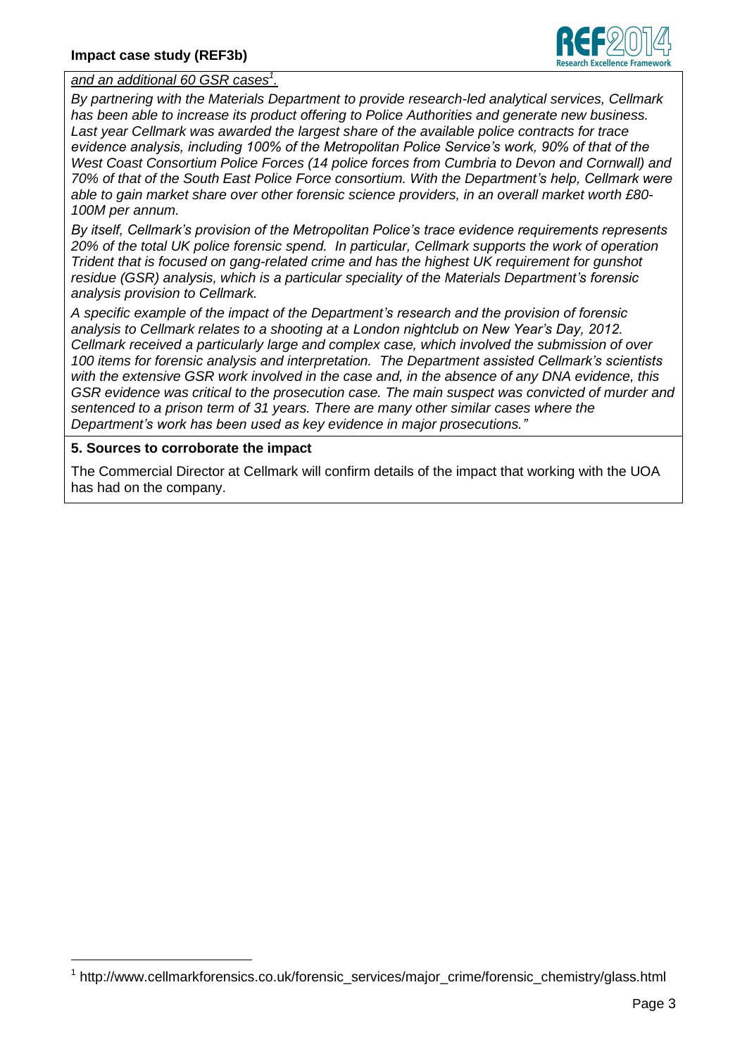*<u>and an additional 60 GSR cases</u>[1].*

*By partnering with the Materials Department to provide research-led analytical services, Cellmark has been able to increase its product offering to Police Authorities and generate new business. Last year Cellmark was awarded the largest share of the available police contracts for trace evidence analysis, including 100% of the Metropolitan Police Service's work, 90% of that of the West Coast Consortium Police Forces (14 police forces from Cumbria to Devon and Cornwall) and 70% of that of the South East Police Force consortium. With the Department's help, Cellmark were able to gain market share over other forensic science providers, in an overall market worth £80-100M per annum.*

*By itself, Cellmark's provision of the Metropolitan Police's trace evidence requirements represents 20% of the total UK police forensic spend. In particular, Cellmark supports the work of operation Trident that is focused on gang-related crime and has the highest UK requirement for gunshot residue (GSR) analysis, which is a particular speciality of the Materials Department's forensic analysis provision to Cellmark.*

*A specific example of the impact of the Department's research and the provision of forensic analysis to Cellmark relates to a shooting at a London nightclub on New Year's Day, 2012. Cellmark received a particularly large and complex case, which involved the submission of over 100 items for forensic analysis and interpretation. The Department assisted Cellmark's scientists with the extensive GSR work involved in the case and, in the absence of any DNA evidence, this GSR evidence was critical to the prosecution case. The main suspect was convicted of murder and sentenced to a prison term of 31 years. There are many other similar cases where the Department's work has been used as key evidence in major prosecutions."*

**5. Sources to corroborate the impact**

The Commercial Director at Cellmark will confirm details of the impact that working with the UOA has had on the company.

[1] http://www.cellmarkforensics.co.uk/forensic_services/major_crime/forensic_chemistry/glass.html